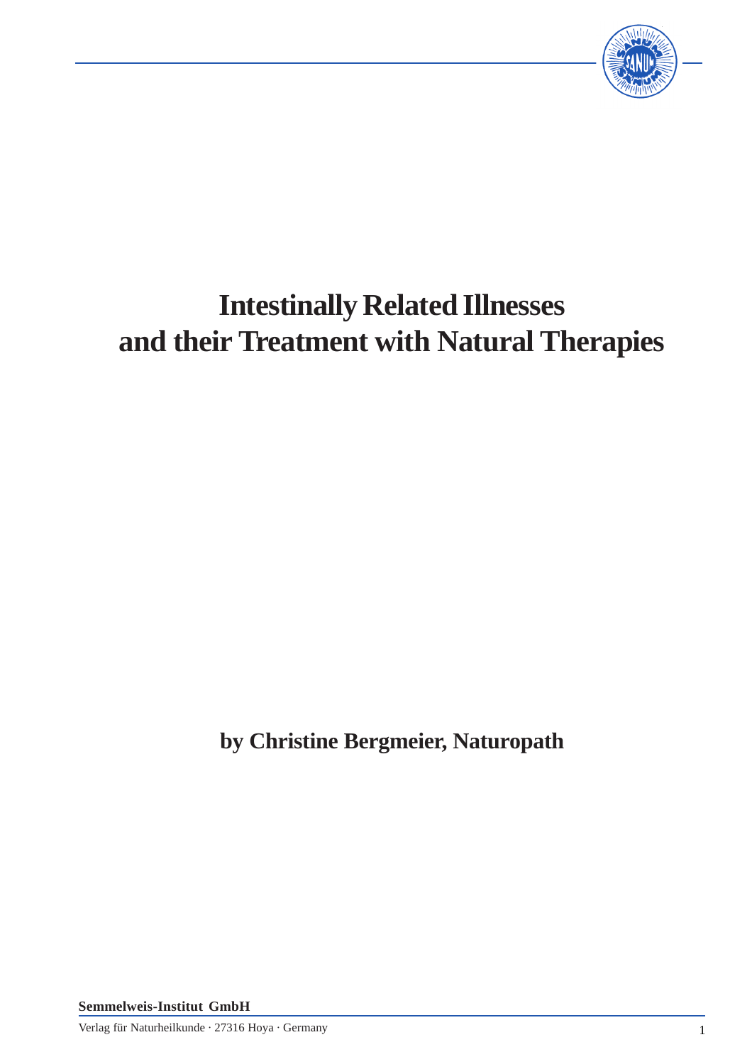# Intestinally Related Illnesses and their Treatment with Natural Therapies

**by Christine Bergmeier, Naturopath**

**Semmelweis-Institut GmbH**

Verlag für Naturheilkunde · 27316 Hoya · Germany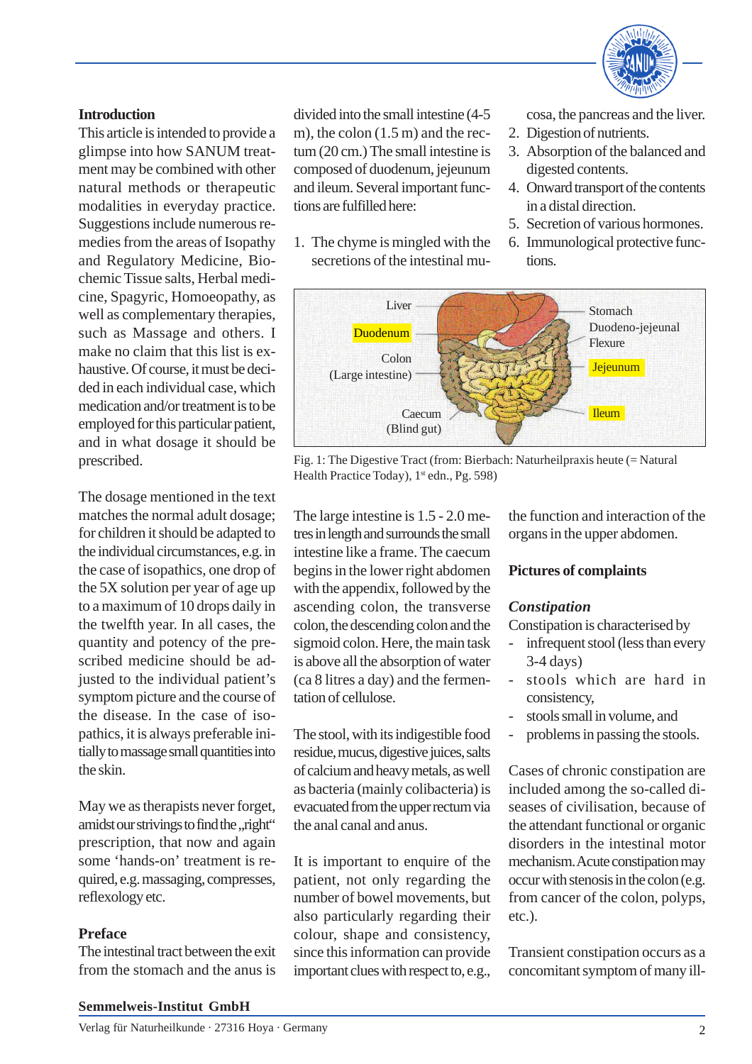## Introduction

This article is intended to provide a glimpse into how SANUM treatment may be combined with other natural methods or therapeutic modalities in everyday practice. Suggestions include numerous remedies from the areas of Isopathy and Regulatory Medicine, Biochemic Tissue salts, Herbal medicine, Spagyric, Homoeopathy, as well as complementary therapies, such as Massage and others. I make no claim that this list is exhaustive. Of course, it must be decided in each individual case, which medication and/or treatment is to be employed for this particular patient, and in what dosage it should be prescribed.

The dosage mentioned in the text matches the normal adult dosage; for children it should be adapted to the individual circumstances, e.g. in the case of isopathics, one drop of the 5X solution per year of age up to a maximum of 10 drops daily in the twelfth year. In all cases, the quantity and potency of the prescribed medicine should be adjusted to the individual patient's symptom picture and the course of the disease. In the case of isopathics, it is always preferable initially to massage small quantities into the skin.

May we as therapists never forget, amidst our strivings to find the „right" prescription, that now and again some 'hands-on' treatment is required, e.g. massaging, compresses, reflexology etc.

## Preface

The intestinal tract between the exit from the stomach and the anus is divided into the small intestine (4-5 m), the colon (1.5 m) and the rectum (20 cm.) The small intestine is composed of duodenum, jejeunum and ileum. Several important functions are fulfilled here:

1. The chyme is mingled with the secretions of the intestinal mucosa, the pancreas and the liver.
2. Digestion of nutrients.
3. Absorption of the balanced and digested contents.
4. Onward transport of the contents in a distal direction.
5. Secretion of various hormones.
6. Immunological protective functions.

Liver | Duodenum | Colon (Large intestine) | Caecum (Blind gut) | Stomach | Duodeno-jejeunal Flexure | Jejeunum | Ileum

Fig. 1: The Digestive Tract (from: Bierbach: Naturheilpraxis heute (= Natural Health Practice Today), 1st edn., Pg. 598)

The large intestine is 1.5 - 2.0 metres in length and surrounds the small intestine like a frame. The caecum begins in the lower right abdomen with the appendix, followed by the ascending colon, the transverse colon, the descending colon and the sigmoid colon. Here, the main task is above all the absorption of water (ca 8 litres a day) and the fermentation of cellulose.

The stool, with its indigestible food residue, mucus, digestive juices, salts of calcium and heavy metals, as well as bacteria (mainly colibacteria) is evacuated from the upper rectum via the anal canal and anus.

It is important to enquire of the patient, not only regarding the number of bowel movements, but also particularly regarding their colour, shape and consistency, since this information can provide important clues with respect to, e.g., the function and interaction of the organs in the upper abdomen.

## Pictures of complaints

### *Constipation*

Constipation is characterised by

- infrequent stool (less than every 3-4 days)
- stools which are hard in consistency,
- stools small in volume, and
- problems in passing the stools.

Cases of chronic constipation are included among the so-called diseases of civilisation, because of the attendant functional or organic disorders in the intestinal motor mechanism. Acute constipation may occur with stenosis in the colon (e.g. from cancer of the colon, polyps, etc.).

Transient constipation occurs as a concomitant symptom of many ill-

**Semmelweis-Institut GmbH**

Verlag für Naturheilkunde · 27316 Hoya · Germany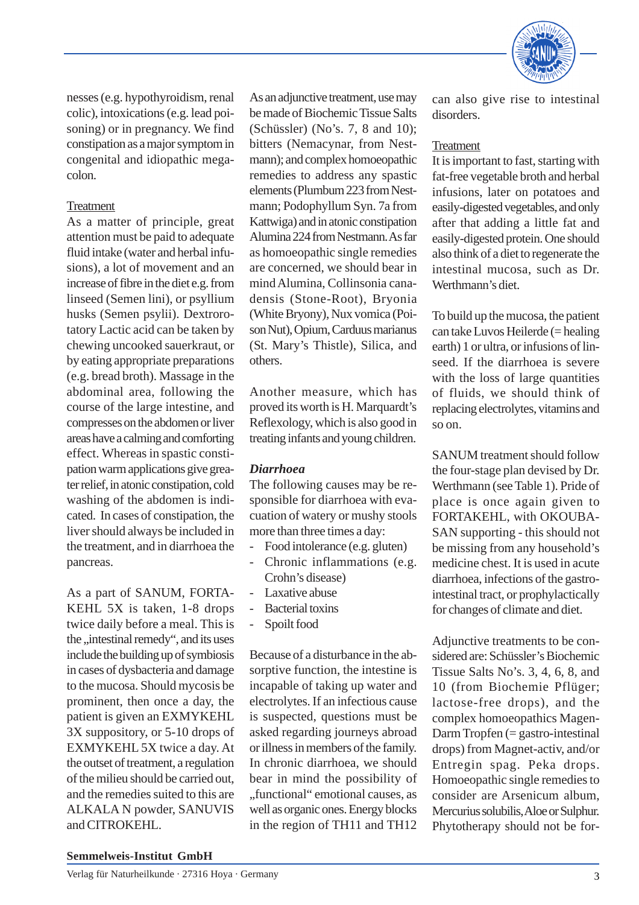nesses (e.g. hypothyroidism, renal colic), intoxications (e.g. lead poisoning) or in pregnancy. We find constipation as a major symptom in congenital and idiopathic megacolon.

Treatment

As a matter of principle, great attention must be paid to adequate fluid intake (water and herbal infusions), a lot of movement and an increase of fibre in the diet e.g. from linseed (Semen lini), or psyllium husks (Semen psylii). Dextrorotatory Lactic acid can be taken by chewing uncooked sauerkraut, or by eating appropriate preparations (e.g. bread broth). Massage in the abdominal area, following the course of the large intestine, and compresses on the abdomen or liver areas have a calming and comforting effect. Whereas in spastic constipation warm applications give greater relief, in atonic constipation, cold washing of the abdomen is indicated. In cases of constipation, the liver should always be included in the treatment, and in diarrhoea the pancreas.

As a part of SANUM, FORTAKEHL 5X is taken, 1-8 drops twice daily before a meal. This is the „intestinal remedy", and its uses include the building up of symbiosis in cases of dysbacteria and damage to the mucosa. Should mycosis be prominent, then once a day, the patient is given an EXMYKEHL 3X suppository, or 5-10 drops of EXMYKEHL 5X twice a day. At the outset of treatment, a regulation of the milieu should be carried out, and the remedies suited to this are ALKALA N powder, SANUVIS and CITROKEHL.

As an adjunctive treatment, use may be made of Biochemic Tissue Salts (Schüssler) (No's. 7, 8 and 10); bitters (Nemacynar, from Nestmann); and complex homoeopathic remedies to address any spastic elements (Plumbum 223 from Nestmann; Podophyllum Syn. 7a from Kattwiga) and in atonic constipation Alumina 224 from Nestmann. As far as homoeopathic single remedies are concerned, we should bear in mind Alumina, Collinsonia canadensis (Stone-Root), Bryonia (White Bryony), Nux vomica (Poison Nut), Opium, Carduus marianus (St. Mary's Thistle), Silica, and others.

Another measure, which has proved its worth is H. Marquardt's Reflexology, which is also good in treating infants and young children.

### *Diarrhoea*

The following causes may be responsible for diarrhoea with evacuation of watery or mushy stools more than three times a day:

- Food intolerance (e.g. gluten)
- Chronic inflammations (e.g. Crohn's disease)
- Laxative abuse
- Bacterial toxins
- Spoilt food

Because of a disturbance in the absorptive function, the intestine is incapable of taking up water and electrolytes. If an infectious cause is suspected, questions must be asked regarding journeys abroad or illness in members of the family. In chronic diarrhoea, we should bear in mind the possibility of „functional" emotional causes, as well as organic ones. Energy blocks in the region of TH11 and TH12 can also give rise to intestinal disorders.

Treatment

It is important to fast, starting with fat-free vegetable broth and herbal infusions, later on potatoes and easily-digested vegetables, and only after that adding a little fat and easily-digested protein. One should also think of a diet to regenerate the intestinal mucosa, such as Dr. Werthmann's diet.

To build up the mucosa, the patient can take Luvos Heilerde (= healing earth) 1 or ultra, or infusions of linseed. If the diarrhoea is severe with the loss of large quantities of fluids, we should think of replacing electrolytes, vitamins and so on.

SANUM treatment should follow the four-stage plan devised by Dr. Werthmann (see Table 1). Pride of place is once again given to FORTAKEHL, with OKOUBASAN supporting - this should not be missing from any household's medicine chest. It is used in acute diarrhoea, infections of the gastrointestinal tract, or prophylactically for changes of climate and diet.

Adjunctive treatments to be considered are: Schüssler's Biochemic Tissue Salts No's. 3, 4, 6, 8, and 10 (from Biochemie Pflüger; lactose-free drops), and the complex homoeopathics Magen-Darm Tropfen (= gastro-intestinal drops) from Magnet-activ, and/or Entregin spag. Peka drops. Homoeopathic single remedies to consider are Arsenicum album, Mercurius solubilis, Aloe or Sulphur. Phytotherapy should not be for-

**Semmelweis-Institut GmbH**

Verlag für Naturheilkunde · 27316 Hoya · Germany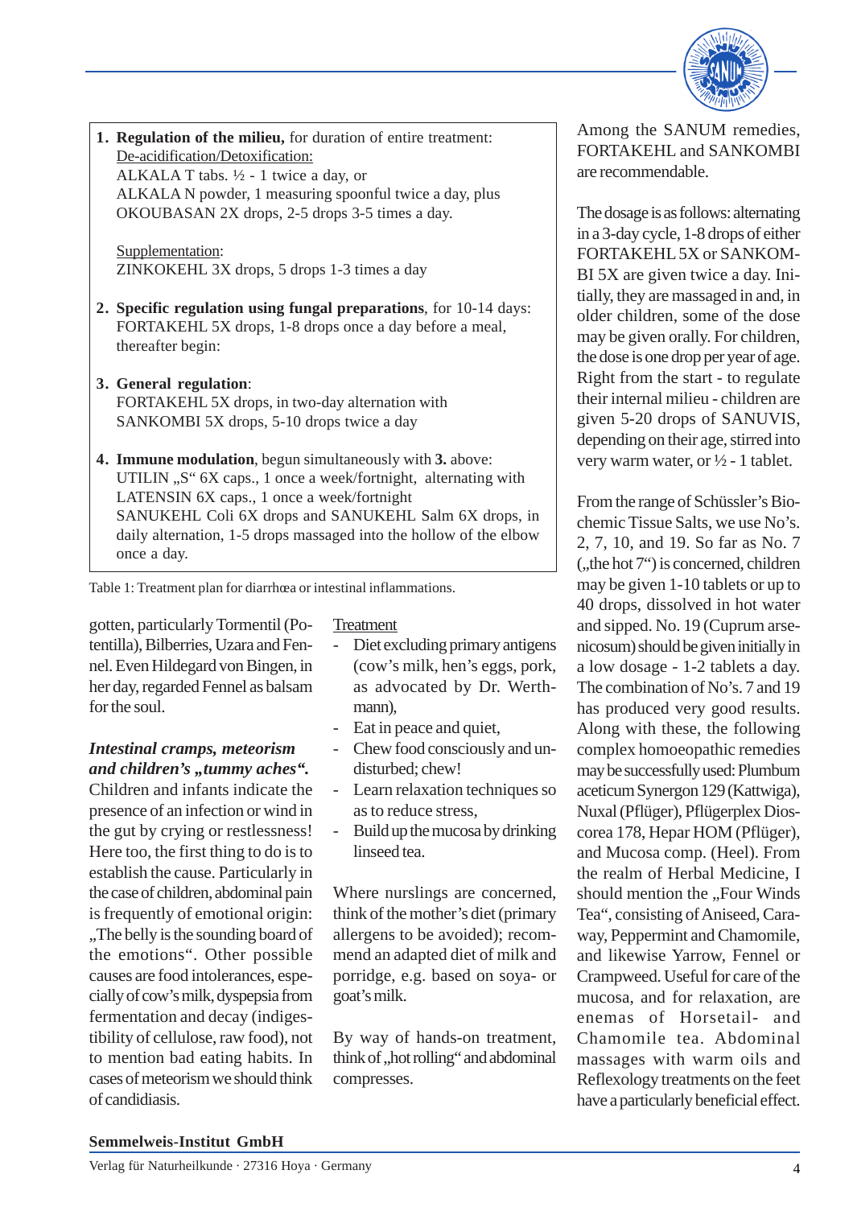1. **Regulation of the milieu,** for duration of entire treatment:
   De-acidification/Detoxification:
   ALKALA T tabs. ½ - 1 twice a day, or
   ALKALA N powder, 1 measuring spoonful twice a day, plus
   OKOUBASAN 2X drops, 2-5 drops 3-5 times a day.

   Supplementation:
   ZINKOKEHL 3X drops, 5 drops 1-3 times a day

2. **Specific regulation using fungal preparations**, for 10-14 days:
   FORTAKEHL 5X drops, 1-8 drops once a day before a meal,
   thereafter begin:

3. **General regulation**:
   FORTAKEHL 5X drops, in two-day alternation with
   SANKOMBI 5X drops, 5-10 drops twice a day

4. **Immune modulation**, begun simultaneously with **3.** above:
   UTILIN „S" 6X caps., 1 once a week/fortnight, alternating with
   LATENSIN 6X caps., 1 once a week/fortnight
   SANUKEHL Coli 6X drops and SANUKEHL Salm 6X drops, in
   daily alternation, 1-5 drops massaged into the hollow of the elbow
   once a day.

Table 1: Treatment plan for diarrhœa or intestinal inflammations.

gotten, particularly Tormentil (Potentilla), Bilberries, Uzara and Fennel. Even Hildegard von Bingen, in her day, regarded Fennel as balsam for the soul.

***Intestinal cramps, meteorism and children's „tummy aches".***

Children and infants indicate the presence of an infection or wind in the gut by crying or restlessness! Here too, the first thing to do is to establish the cause. Particularly in the case of children, abdominal pain is frequently of emotional origin: „The belly is the sounding board of the emotions". Other possible causes are food intolerances, especially of cow's milk, dyspepsia from fermentation and decay (indigestibility of cellulose, raw food), not to mention bad eating habits. In cases of meteorism we should think of candidiasis.

Treatment

- Diet excluding primary antigens (cow's milk, hen's eggs, pork, as advocated by Dr. Werthmann),
- Eat in peace and quiet,
- Chew food consciously and undisturbed; chew!
- Learn relaxation techniques so as to reduce stress,
- Build up the mucosa by drinking linseed tea.

Where nurslings are concerned, think of the mother's diet (primary allergens to be avoided); recommend an adapted diet of milk and porridge, e.g. based on soya- or goat's milk.

By way of hands-on treatment, think of „hot rolling" and abdominal compresses.

Among the SANUM remedies, FORTAKEHL and SANKOMBI are recommendable.

The dosage is as follows: alternating in a 3-day cycle, 1-8 drops of either FORTAKEHL 5X or SANKOMBI 5X are given twice a day. Initially, they are massaged in and, in older children, some of the dose may be given orally. For children, the dose is one drop per year of age. Right from the start - to regulate their internal milieu - children are given 5-20 drops of SANUVIS, depending on their age, stirred into very warm water, or ½ - 1 tablet.

From the range of Schüssler's Biochemic Tissue Salts, we use No's. 2, 7, 10, and 19. So far as No. 7 („the hot 7") is concerned, children may be given 1-10 tablets or up to 40 drops, dissolved in hot water and sipped. No. 19 (Cuprum arsenicosum) should be given initially in a low dosage - 1-2 tablets a day. The combination of No's. 7 and 19 has produced very good results. Along with these, the following complex homoeopathic remedies may be successfully used: Plumbum aceticum Synergon 129 (Kattwiga), Nuxal (Pflüger), Pflügerplex Dioscorea 178, Hepar HOM (Pflüger), and Mucosa comp. (Heel). From the realm of Herbal Medicine, I should mention the „Four Winds Tea", consisting of Aniseed, Caraway, Peppermint and Chamomile, and likewise Yarrow, Fennel or Crampweed. Useful for care of the mucosa, and for relaxation, are enemas of Horsetail- and Chamomile tea. Abdominal massages with warm oils and Reflexology treatments on the feet have a particularly beneficial effect.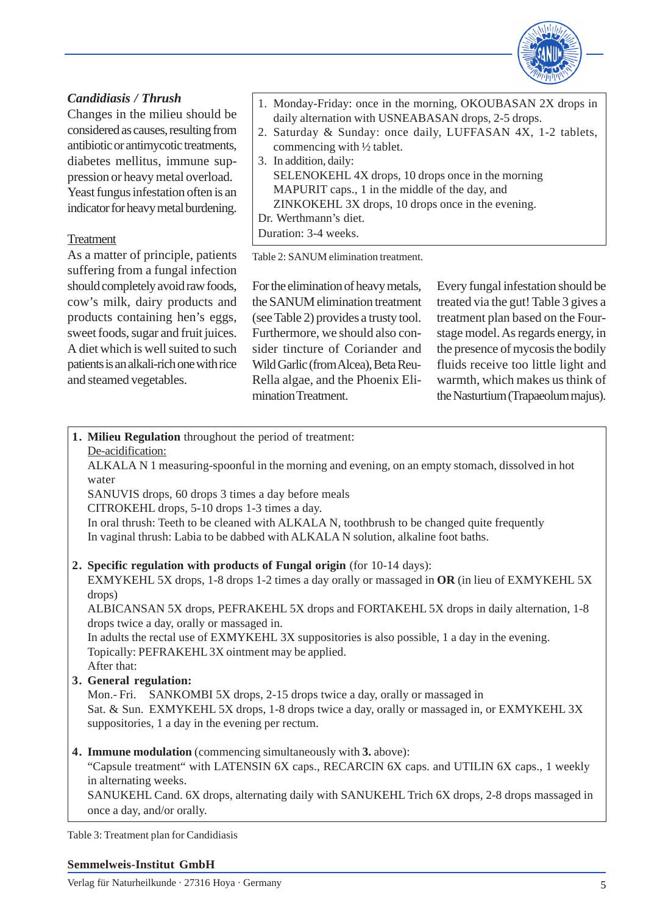### *Candidiasis / Thrush*

Changes in the milieu should be considered as causes, resulting from antibiotic or antimycotic treatments, diabetes mellitus, immune suppression or heavy metal overload. Yeast fungus infestation often is an indicator for heavy metal burdening.

<u>Treatment</u>

As a matter of principle, patients suffering from a fungal infection should completely avoid raw foods, cow's milk, dairy products and products containing hen's eggs, sweet foods, sugar and fruit juices. A diet which is well suited to such patients is an alkali-rich one with rice and steamed vegetables.

> 1. Monday-Friday: once in the morning, OKOUBASAN 2X drops in daily alternation with USNEABASAN drops, 2-5 drops.
> 2. Saturday & Sunday: once daily, LUFFASAN 4X, 1-2 tablets, commencing with ½ tablet.
> 3. In addition, daily:
>    SELENOKEHL 4X drops, 10 drops once in the morning
>    MAPURIT caps., 1 in the middle of the day, and
>    ZINKOKEHL 3X drops, 10 drops once in the evening.
>
> Dr. Werthmann's diet.
> Duration: 3-4 weeks.

Table 2: SANUM elimination treatment.

For the elimination of heavy metals, the SANUM elimination treatment (see Table 2) provides a trusty tool. Furthermore, we should also consider tincture of Coriander and Wild Garlic (from Alcea), Beta Reu-Rella algae, and the Phoenix Elimination Treatment.

Every fungal infestation should be treated via the gut! Table 3 gives a treatment plan based on the Four-stage model. As regards energy, in the presence of mycosis the bodily fluids receive too little light and warmth, which makes us think of the Nasturtium (Trapaeolum majus).

> 1. **Milieu Regulation** throughout the period of treatment:
>    <u>De-acidification:</u>
>    ALKALA N 1 measuring-spoonful in the morning and evening, on an empty stomach, dissolved in hot water
>    SANUVIS drops, 60 drops 3 times a day before meals
>    CITROKEHL drops, 5-10 drops 1-3 times a day.
>    In oral thrush: Teeth to be cleaned with ALKALA N, toothbrush to be changed quite frequently
>    In vaginal thrush: Labia to be dabbed with ALKALA N solution, alkaline foot baths.
>
> 2. **Specific regulation with products of Fungal origin** (for 10-14 days):
>    EXMYKEHL 5X drops, 1-8 drops 1-2 times a day orally or massaged in **OR** (in lieu of EXMYKEHL 5X drops)
>    ALBICANSAN 5X drops, PEFRAKEHL 5X drops and FORTAKEHL 5X drops in daily alternation, 1-8 drops twice a day, orally or massaged in.
>    In adults the rectal use of EXMYKEHL 3X suppositories is also possible, 1 a day in the evening.
>    Topically: PEFRAKEHL 3X ointment may be applied.
>    After that:
> 3. **General regulation:**
>    Mon.- Fri. SANKOMBI 5X drops, 2-15 drops twice a day, orally or massaged in
>    Sat. & Sun. EXMYKEHL 5X drops, 1-8 drops twice a day, orally or massaged in, or EXMYKEHL 3X suppositories, 1 a day in the evening per rectum.
>
> 4. **Immune modulation** (commencing simultaneously with **3.** above):
>    "Capsule treatment" with LATENSIN 6X caps., RECARCIN 6X caps. and UTILIN 6X caps., 1 weekly in alternating weeks.
>    SANUKEHL Cand. 6X drops, alternating daily with SANUKEHL Trich 6X drops, 2-8 drops massaged in once a day, and/or orally.

Table 3: Treatment plan for Candidiasis

**Semmelweis-Institut GmbH**
Verlag für Naturheilkunde · 27316 Hoya · Germany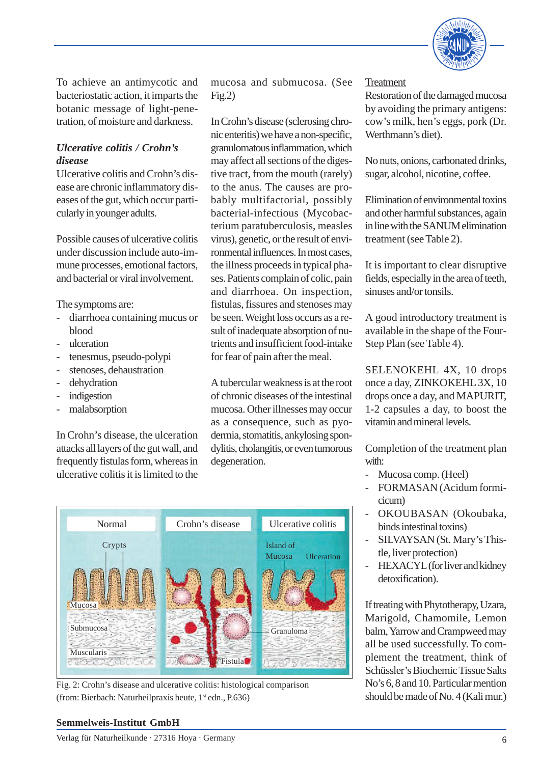To achieve an antimycotic and bacteriostatic action, it imparts the botanic message of light-penetration, of moisture and darkness.

***Ulcerative colitis / Crohn's disease***

Ulcerative colitis and Crohn's disease are chronic inflammatory diseases of the gut, which occur particularly in younger adults.

Possible causes of ulcerative colitis under discussion include auto-immune processes, emotional factors, and bacterial or viral involvement.

The symptoms are:

- diarrhoea containing mucus or blood
- ulceration
- tenesmus, pseudo-polypi
- stenoses, dehaustration
- dehydration
- indigestion
- malabsorption

In Crohn's disease, the ulceration attacks all layers of the gut wall, and frequently fistulas form, whereas in ulcerative colitis it is limited to the mucosa and submucosa. (See Fig.2)

In Crohn's disease (sclerosing chronic enteritis) we have a non-specific, granulomatous inflammation, which may affect all sections of the digestive tract, from the mouth (rarely) to the anus. The causes are probably multifactorial, possibly bacterial-infectious (Mycobacterium paratuberculosis, measles virus), genetic, or the result of environmental influences. In most cases, the illness proceeds in typical phases. Patients complain of colic, pain and diarrhoea. On inspection, fistulas, fissures and stenoses may be seen. Weight loss occurs as a result of inadequate absorption of nutrients and insufficient food-intake for fear of pain after the meal.

A tubercular weakness is at the root of chronic diseases of the intestinal mucosa. Other illnesses may occur as a consequence, such as pyodermia, stomatitis, ankylosing spondylitis, cholangitis, or even tumorous degeneration.

Fig. 2: Crohn's disease and ulcerative colitis: histological comparison (from: Bierbach: Naturheilpraxis heute, 1st edn., P.636)

Treatment

Restoration of the damaged mucosa by avoiding the primary antigens: cow's milk, hen's eggs, pork (Dr. Werthmann's diet).

No nuts, onions, carbonated drinks, sugar, alcohol, nicotine, coffee.

Elimination of environmental toxins and other harmful substances, again in line with the SANUM elimination treatment (see Table 2).

It is important to clear disruptive fields, especially in the area of teeth, sinuses and/or tonsils.

A good introductory treatment is available in the shape of the Four-Step Plan (see Table 4).

SELENOKEHL 4X, 10 drops once a day, ZINKOKEHL 3X, 10 drops once a day, and MAPURIT, 1-2 capsules a day, to boost the vitamin and mineral levels.

Completion of the treatment plan with:

- Mucosa comp. (Heel)
- FORMASAN (Acidum formicicum)
- OKOUBASAN (Okoubaka, binds intestinal toxins)
- SILVAYSAN (St. Mary's Thistle, liver protection)
- HEXACYL (for liver and kidney detoxification).

If treating with Phytotherapy, Uzara, Marigold, Chamomile, Lemon balm, Yarrow and Crampweed may all be used successfully. To complement the treatment, think of Schüssler's Biochemic Tissue Salts No's 6, 8 and 10. Particular mention should be made of No. 4 (Kali mur.)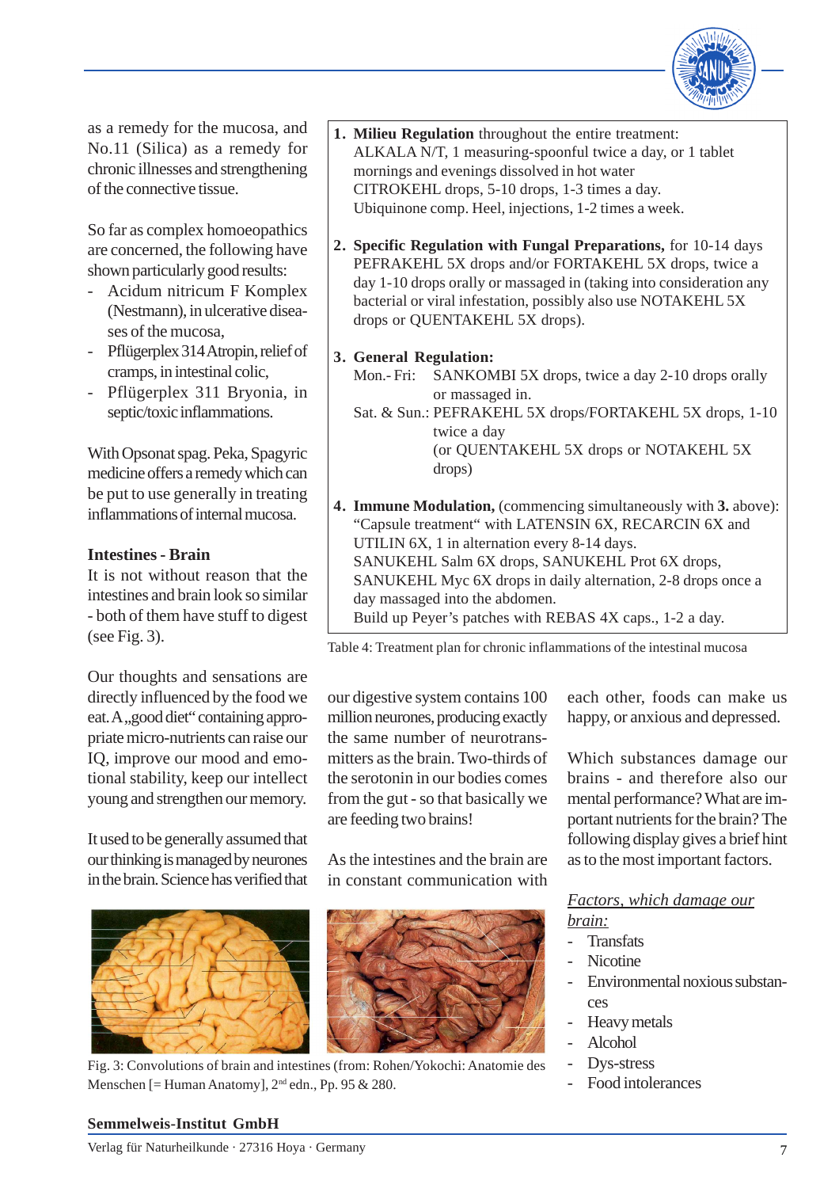as a remedy for the mucosa, and No.11 (Silica) as a remedy for chronic illnesses and strengthening of the connective tissue.

So far as complex homoeopathics are concerned, the following have shown particularly good results:

- Acidum nitricum F Komplex (Nestmann), in ulcerative diseases of the mucosa,
- Pflügerplex 314 Atropin, relief of cramps, in intestinal colic,
- Pflügerplex 311 Bryonia, in septic/toxic inflammations.

With Opsonat spag. Peka, Spagyric medicine offers a remedy which can be put to use generally in treating inflammations of internal mucosa.

**1. Milieu Regulation** throughout the entire treatment:
ALKALA N/T, 1 measuring-spoonful twice a day, or 1 tablet mornings and evenings dissolved in hot water
CITROKEHL drops, 5-10 drops, 1-3 times a day.
Ubiquinone comp. Heel, injections, 1-2 times a week.

**2. Specific Regulation with Fungal Preparations,** for 10-14 days
PEFRAKEHL 5X drops and/or FORTAKEHL 5X drops, twice a day 1-10 drops orally or massaged in (taking into consideration any bacterial or viral infestation, possibly also use NOTAKEHL 5X drops or QUENTAKEHL 5X drops).

**3. General Regulation:**
Mon.- Fri: SANKOMBI 5X drops, twice a day 2-10 drops orally or massaged in.
Sat. & Sun.: PEFRAKEHL 5X drops/FORTAKEHL 5X drops, 1-10 twice a day (or QUENTAKEHL 5X drops or NOTAKEHL 5X drops)

**4. Immune Modulation,** (commencing simultaneously with **3.** above):
“Capsule treatment“ with LATENSIN 6X, RECARCIN 6X and UTILIN 6X, 1 in alternation every 8-14 days.
SANUKEHL Salm 6X drops, SANUKEHL Prot 6X drops, SANUKEHL Myc 6X drops in daily alternation, 2-8 drops once a day massaged into the abdomen.
Build up Peyer’s patches with REBAS 4X caps., 1-2 a day.

Table 4: Treatment plan for chronic inflammations of the intestinal mucosa

### Intestines - Brain

It is not without reason that the intestines and brain look so similar - both of them have stuff to digest (see Fig. 3).

Our thoughts and sensations are directly influenced by the food we eat. A „good diet“ containing appropriate micro-nutrients can raise our IQ, improve our mood and emotional stability, keep our intellect young and strengthen our memory.

It used to be generally assumed that our thinking is managed by neurones in the brain. Science has verified that our digestive system contains 100 million neurones, producing exactly the same number of neurotransmitters as the brain. Two-thirds of the serotonin in our bodies comes from the gut - so that basically we are feeding two brains!

As the intestines and the brain are in constant communication with each other, foods can make us happy, or anxious and depressed.

Which substances damage our brains - and therefore also our mental performance? What are important nutrients for the brain? The following display gives a brief hint as to the most important factors.

Fig. 3: Convolutions of brain and intestines (from: Rohen/Yokochi: Anatomie des Menschen [= Human Anatomy], 2nd edn., Pp. 95 & 280.

*Factors, which damage our brain:*

- Transfats
- Nicotine
- Environmental noxious substances
- Heavy metals
- Alcohol
- Dys-stress
- Food intolerances

**Semmelweis-Institut GmbH**
Verlag für Naturheilkunde · 27316 Hoya · Germany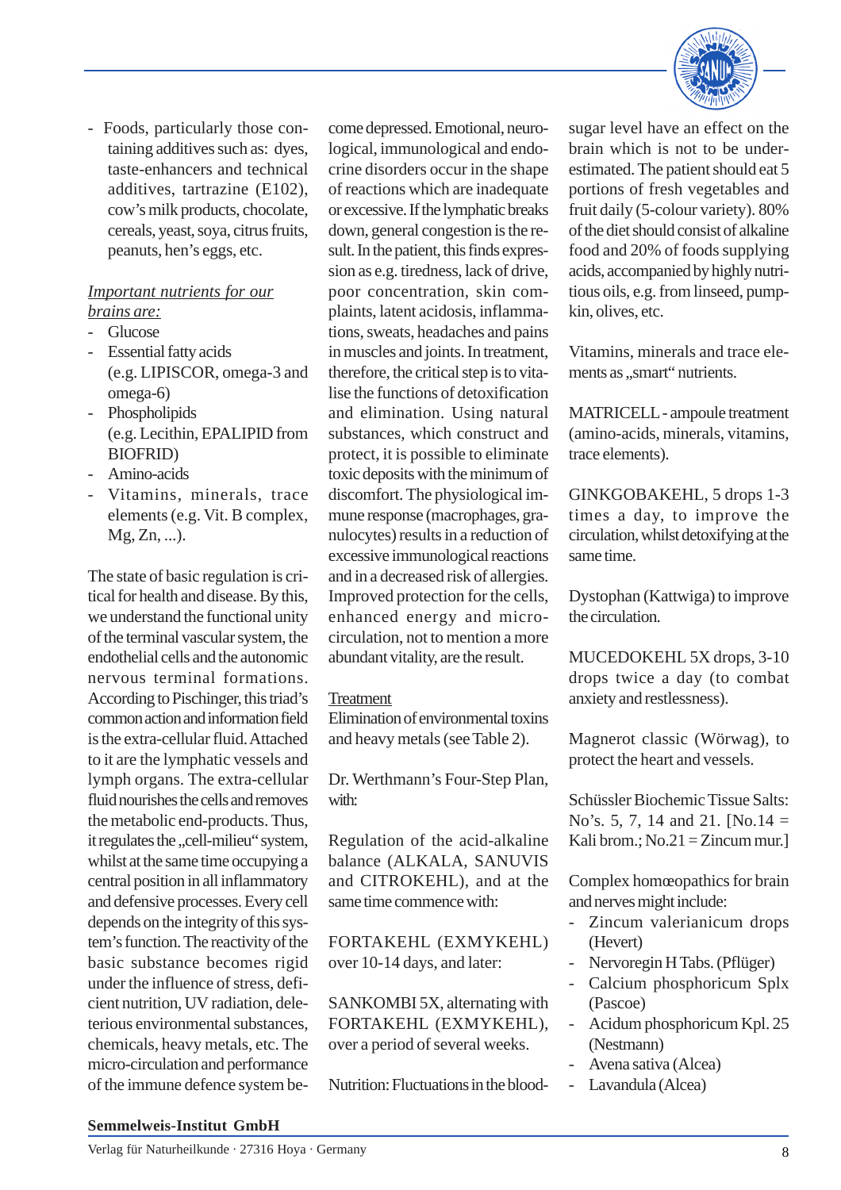- Foods, particularly those containing additives such as: dyes, taste-enhancers and technical additives, tartrazine (E102), cow's milk products, chocolate, cereals, yeast, soya, citrus fruits, peanuts, hen's eggs, etc.

*Important nutrients for our brains are:*

- Glucose
- Essential fatty acids (e.g. LIPISCOR, omega-3 and omega-6)
- Phospholipids (e.g. Lecithin, EPALIPID from BIOFRID)
- Amino-acids
- Vitamins, minerals, trace elements (e.g. Vit. B complex, Mg, Zn, ...).

The state of basic regulation is critical for health and disease. By this, we understand the functional unity of the terminal vascular system, the endothelial cells and the autonomic nervous terminal formations. According to Pischinger, this triad's common action and information field is the extra-cellular fluid. Attached to it are the lymphatic vessels and lymph organs. The extra-cellular fluid nourishes the cells and removes the metabolic end-products. Thus, it regulates the „cell-milieu" system, whilst at the same time occupying a central position in all inflammatory and defensive processes. Every cell depends on the integrity of this system's function. The reactivity of the basic substance becomes rigid under the influence of stress, deficient nutrition, UV radiation, deleterious environmental substances, chemicals, heavy metals, etc. The micro-circulation and performance of the immune defence system become depressed. Emotional, neurological, immunological and endocrine disorders occur in the shape of reactions which are inadequate or excessive. If the lymphatic breaks down, general congestion is the result. In the patient, this finds expression as e.g. tiredness, lack of drive, poor concentration, skin complaints, latent acidosis, inflammations, sweats, headaches and pains in muscles and joints. In treatment, therefore, the critical step is to vitalise the functions of detoxification and elimination. Using natural substances, which construct and protect, it is possible to eliminate toxic deposits with the minimum of discomfort. The physiological immune response (macrophages, granulocytes) results in a reduction of excessive immunological reactions and in a decreased risk of allergies. Improved protection for the cells, enhanced energy and microcirculation, not to mention a more abundant vitality, are the result.

<u>Treatment</u>

Elimination of environmental toxins and heavy metals (see Table 2).

Dr. Werthmann's Four-Step Plan, with:

Regulation of the acid-alkaline balance (ALKALA, SANUVIS and CITROKEHL), and at the same time commence with:

FORTAKEHL (EXMYKEHL) over 10-14 days, and later:

SANKOMBI 5X, alternating with FORTAKEHL (EXMYKEHL), over a period of several weeks.

Nutrition: Fluctuations in the blood-sugar level have an effect on the brain which is not to be underestimated. The patient should eat 5 portions of fresh vegetables and fruit daily (5-colour variety). 80% of the diet should consist of alkaline food and 20% of foods supplying acids, accompanied by highly nutritious oils, e.g. from linseed, pumpkin, olives, etc.

Vitamins, minerals and trace elements as „smart" nutrients.

MATRICELL - ampoule treatment (amino-acids, minerals, vitamins, trace elements).

GINKGOBAKEHL, 5 drops 1-3 times a day, to improve the circulation, whilst detoxifying at the same time.

Dystophan (Kattwiga) to improve the circulation.

MUCEDOKEHL 5X drops, 3-10 drops twice a day (to combat anxiety and restlessness).

Magnerot classic (Wörwag), to protect the heart and vessels.

Schüssler Biochemic Tissue Salts: No's. 5, 7, 14 and 21. [No.14 = Kali brom.; No.21 = Zincum mur.]

Complex homœopathics for brain and nerves might include:

- Zincum valerianicum drops (Hevert)
- Nervoregin H Tabs. (Pflüger)
- Calcium phosphoricum Splx (Pascoe)
- Acidum phosphoricum Kpl. 25 (Nestmann)
- Avena sativa (Alcea)
- Lavandula (Alcea)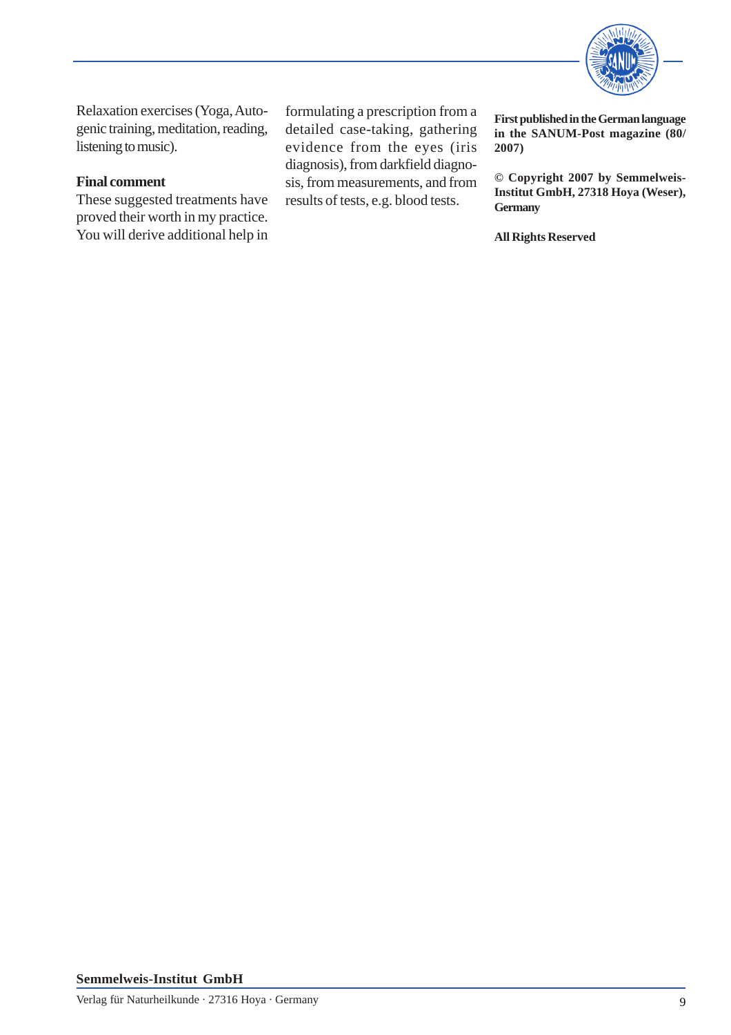Relaxation exercises (Yoga, Autogenic training, meditation, reading, listening to music).

**Final comment**

These suggested treatments have proved their worth in my practice. You will derive additional help in formulating a prescription from a detailed case-taking, gathering evidence from the eyes (iris diagnosis), from darkfield diagnosis, from measurements, and from results of tests, e.g. blood tests.

**First published in the German language in the SANUM-Post magazine (80/2007)**

**© Copyright 2007 by Semmelweis-Institut GmbH, 27318 Hoya (Weser), Germany**

**All Rights Reserved**